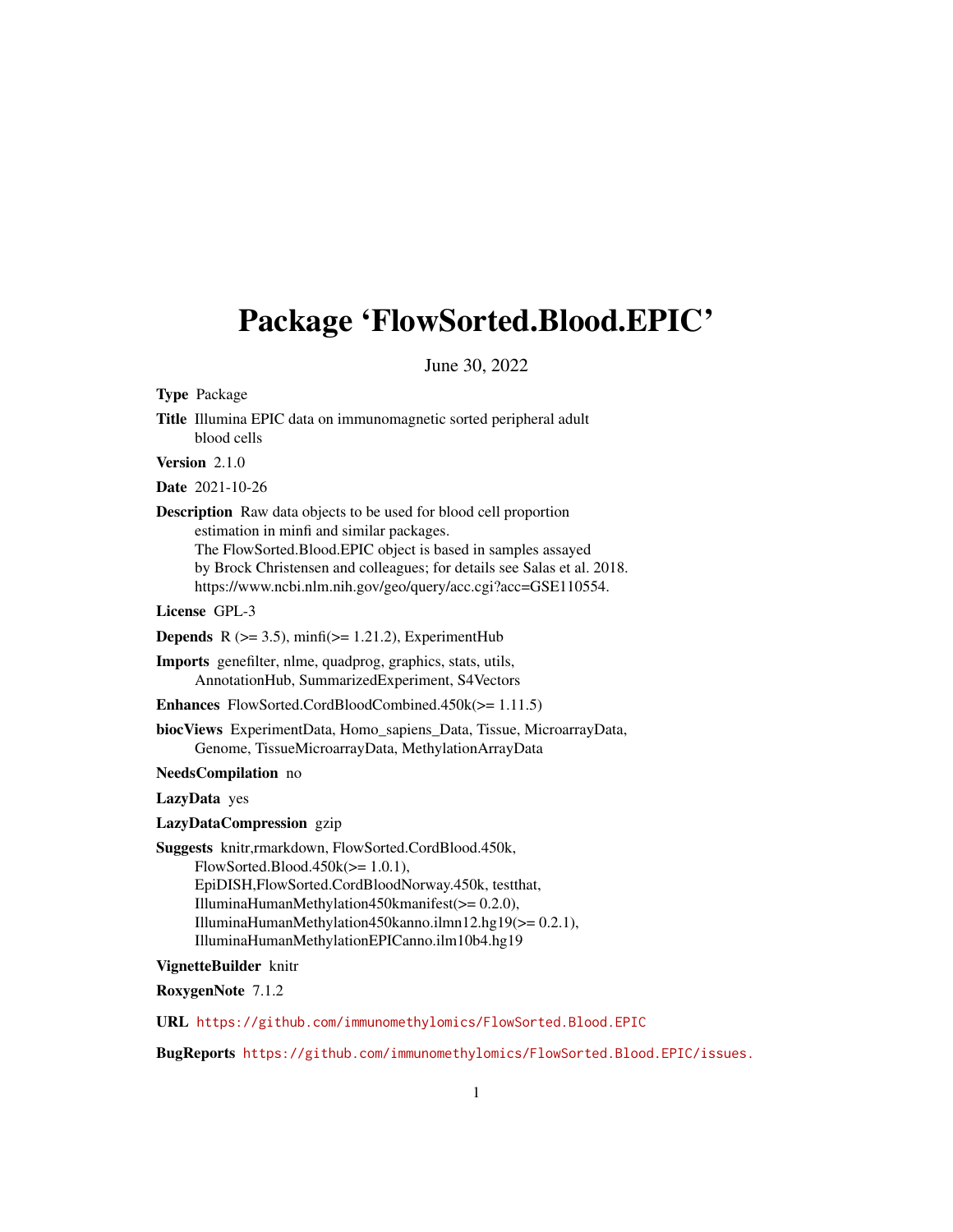# Package 'FlowSorted.Blood.EPIC'

June 30, 2022

**Type** Package

**Title** Illumina EPIC data on immunomagnetic sorted peripheral adult blood cells

**Version** 2.1.0

**Date** 2021-10-26

**Description** Raw data objects to be used for blood cell proportion estimation in minfi and similar packages.
The FlowSorted.Blood.EPIC object is based in samples assayed by Brock Christensen and colleagues; for details see Salas et al. 2018.
https://www.ncbi.nlm.nih.gov/geo/query/acc.cgi?acc=GSE110554.

**License** GPL-3

**Depends** R (>= 3.5), minfi(>= 1.21.2), ExperimentHub

**Imports** genefilter, nlme, quadprog, graphics, stats, utils, AnnotationHub, SummarizedExperiment, S4Vectors

**Enhances** FlowSorted.CordBloodCombined.450k(>= 1.11.5)

**biocViews** ExperimentData, Homo_sapiens_Data, Tissue, MicroarrayData, Genome, TissueMicroarrayData, MethylationArrayData

**NeedsCompilation** no

**LazyData** yes

**LazyDataCompression** gzip

**Suggests** knitr,rmarkdown, FlowSorted.CordBlood.450k, FlowSorted.Blood.450k(>= 1.0.1), EpiDISH,FlowSorted.CordBloodNorway.450k, testthat, IlluminaHumanMethylation450kmanifest(>= 0.2.0), IlluminaHumanMethylation450kanno.ilmn12.hg19(>= 0.2.1), IlluminaHumanMethylationEPICanno.ilm10b4.hg19

**VignetteBuilder** knitr

**RoxygenNote** 7.1.2

**URL** https://github.com/immunomethylomics/FlowSorted.Blood.EPIC

**BugReports** https://github.com/immunomethylomics/FlowSorted.Blood.EPIC/issues.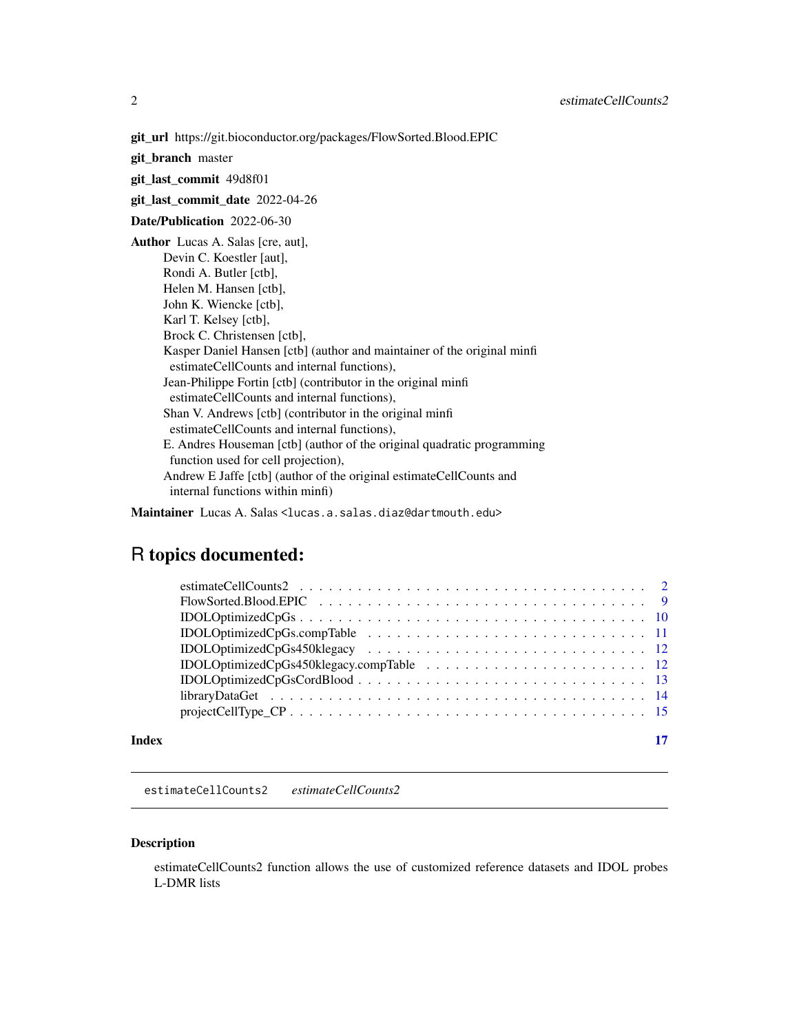**git_url** https://git.bioconductor.org/packages/FlowSorted.Blood.EPIC

**git_branch** master

**git_last_commit** 49d8f01

**git_last_commit_date** 2022-04-26

**Date/Publication** 2022-06-30

**Author** Lucas A. Salas [cre, aut],
Devin C. Koestler [aut],
Rondi A. Butler [ctb],
Helen M. Hansen [ctb],
John K. Wiencke [ctb],
Karl T. Kelsey [ctb],
Brock C. Christensen [ctb],
Kasper Daniel Hansen [ctb] (author and maintainer of the original minfi estimateCellCounts and internal functions),
Jean-Philippe Fortin [ctb] (contributor in the original minfi estimateCellCounts and internal functions),
Shan V. Andrews [ctb] (contributor in the original minfi estimateCellCounts and internal functions),
E. Andres Houseman [ctb] (author of the original quadratic programming function used for cell projection),
Andrew E Jaffe [ctb] (author of the original estimateCellCounts and internal functions within minfi)

**Maintainer** Lucas A. Salas <lucas.a.salas.diaz@dartmouth.edu>

# R topics documented:

- estimateCellCounts2 . . . . . 2
- FlowSorted.Blood.EPIC . . . . . 9
- IDOLOptimizedCpGs . . . . . 10
- IDOLOptimizedCpGs.compTable . . . . . 11
- IDOLOptimizedCpGs450klegacy . . . . . 12
- IDOLOptimizedCpGs450klegacy.compTable . . . . . 12
- IDOLOptimizedCpGsCordBlood . . . . . 13
- libraryDataGet . . . . . 14
- projectCellType_CP . . . . . 15

**Index** 17

---

estimateCellCounts2    *estimateCellCounts2*

---

### Description

estimateCellCounts2 function allows the use of customized reference datasets and IDOL probes L-DMR lists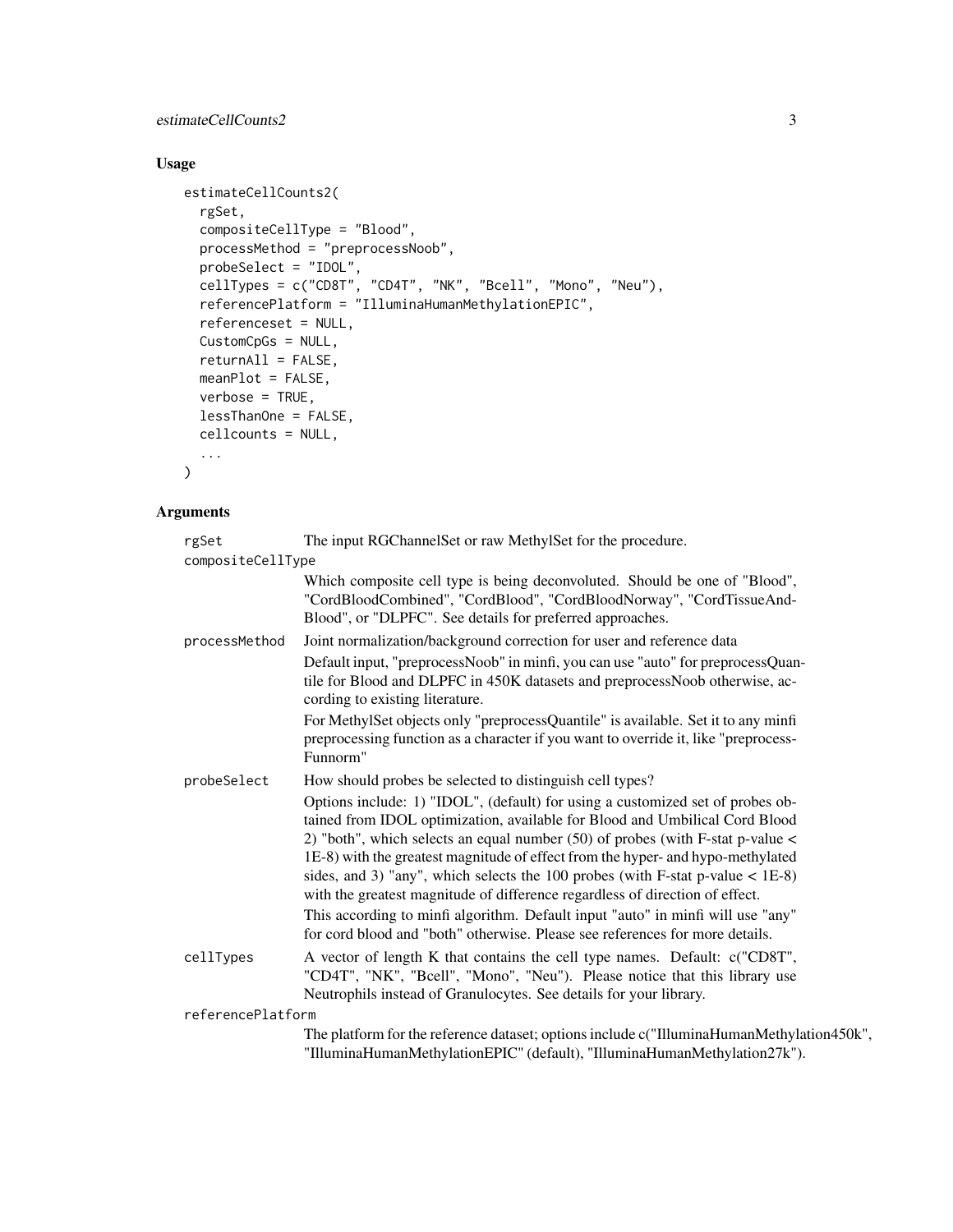## Usage

```
estimateCellCounts2(
  rgSet,
  compositeCellType = "Blood",
  processMethod = "preprocessNoob",
  probeSelect = "IDOL",
  cellTypes = c("CD8T", "CD4T", "NK", "Bcell", "Mono", "Neu"),
  referencePlatform = "IlluminaHumanMethylationEPIC",
  referenceset = NULL,
  CustomCpGs = NULL,
  returnAll = FALSE,
  meanPlot = FALSE,
  verbose = TRUE,
  lessThanOne = FALSE,
  cellcounts = NULL,
  ...
)
```

## Arguments

`rgSet` The input RGChannelSet or raw MethylSet for the procedure.

`compositeCellType`
Which composite cell type is being deconvoluted. Should be one of "Blood", "CordBloodCombined", "CordBlood", "CordBloodNorway", "CordTissueAndBlood", or "DLPFC". See details for preferred approaches.

`processMethod` Joint normalization/background correction for user and reference data

Default input, "preprocessNoob" in minfi, you can use "auto" for preprocessQuantile for Blood and DLPFC in 450K datasets and preprocessNoob otherwise, according to existing literature.

For MethylSet objects only "preprocessQuantile" is available. Set it to any minfi preprocessing function as a character if you want to override it, like "preprocessFunnorm"

`probeSelect` How should probes be selected to distinguish cell types?

Options include: 1) "IDOL", (default) for using a customized set of probes obtained from IDOL optimization, available for Blood and Umbilical Cord Blood 2) "both", which selects an equal number (50) of probes (with F-stat p-value < 1E-8) with the greatest magnitude of effect from the hyper- and hypo-methylated sides, and 3) "any", which selects the 100 probes (with F-stat p-value < 1E-8) with the greatest magnitude of difference regardless of direction of effect.

This according to minfi algorithm. Default input "auto" in minfi will use "any" for cord blood and "both" otherwise. Please see references for more details.

`cellTypes` A vector of length K that contains the cell type names. Default: c("CD8T", "CD4T", "NK", "Bcell", "Mono", "Neu"). Please notice that this library use Neutrophils instead of Granulocytes. See details for your library.

`referencePlatform`
The platform for the reference dataset; options include c("IlluminaHumanMethylation450k", "IlluminaHumanMethylationEPIC" (default), "IlluminaHumanMethylation27k").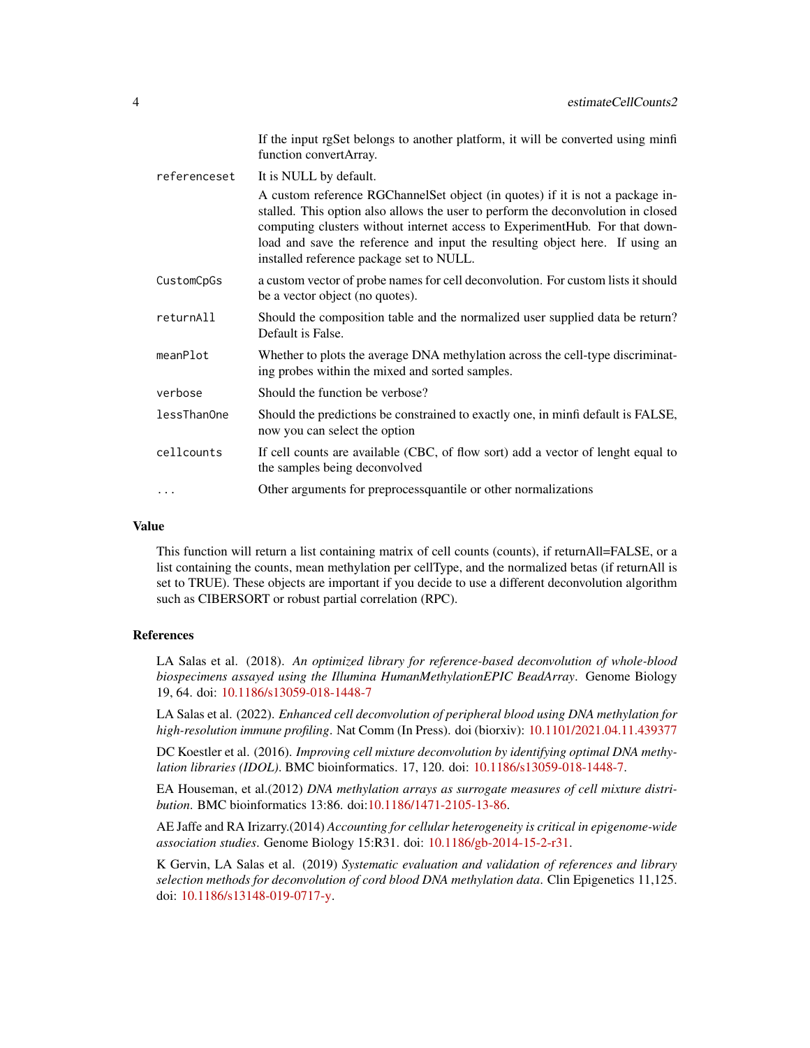If the input rgSet belongs to another platform, it will be converted using minfi function convertArray.

| | |
|---|---|
| `referenceset` | It is NULL by default.<br>A custom reference RGChannelSet object (in quotes) if it is not a package installed. This option also allows the user to perform the deconvolution in closed computing clusters without internet access to ExperimentHub. For that download and save the reference and input the resulting object here. If using an installed reference package set to NULL. |
| `CustomCpGs` | a custom vector of probe names for cell deconvolution. For custom lists it should be a vector object (no quotes). |
| `returnAll` | Should the composition table and the normalized user supplied data be return? Default is False. |
| `meanPlot` | Whether to plots the average DNA methylation across the cell-type discriminating probes within the mixed and sorted samples. |
| `verbose` | Should the function be verbose? |
| `lessThanOne` | Should the predictions be constrained to exactly one, in minfi default is FALSE, now you can select the option |
| `cellcounts` | If cell counts are available (CBC, of flow sort) add a vector of lenght equal to the samples being deconvolved |
| `...` | Other arguments for preprocessquantile or other normalizations |

## Value

This function will return a list containing matrix of cell counts (counts), if returnAll=FALSE, or a list containing the counts, mean methylation per cellType, and the normalized betas (if returnAll is set to TRUE). These objects are important if you decide to use a different deconvolution algorithm such as CIBERSORT or robust partial correlation (RPC).

## References

LA Salas et al. (2018). *An optimized library for reference-based deconvolution of whole-blood biospecimens assayed using the Illumina HumanMethylationEPIC BeadArray*. Genome Biology 19, 64. doi: 10.1186/s13059-018-1448-7

LA Salas et al. (2022). *Enhanced cell deconvolution of peripheral blood using DNA methylation for high-resolution immune profiling*. Nat Comm (In Press). doi (biorxiv): 10.1101/2021.04.11.439377

DC Koestler et al. (2016). *Improving cell mixture deconvolution by identifying optimal DNA methylation libraries (IDOL)*. BMC bioinformatics. 17, 120. doi: 10.1186/s13059-018-1448-7.

EA Houseman, et al.(2012) *DNA methylation arrays as surrogate measures of cell mixture distribution*. BMC bioinformatics 13:86. doi:10.1186/1471-2105-13-86.

AE Jaffe and RA Irizarry.(2014) *Accounting for cellular heterogeneity is critical in epigenome-wide association studies*. Genome Biology 15:R31. doi: 10.1186/gb-2014-15-2-r31.

K Gervin, LA Salas et al. (2019) *Systematic evaluation and validation of references and library selection methods for deconvolution of cord blood DNA methylation data*. Clin Epigenetics 11,125. doi: 10.1186/s13148-019-0717-y.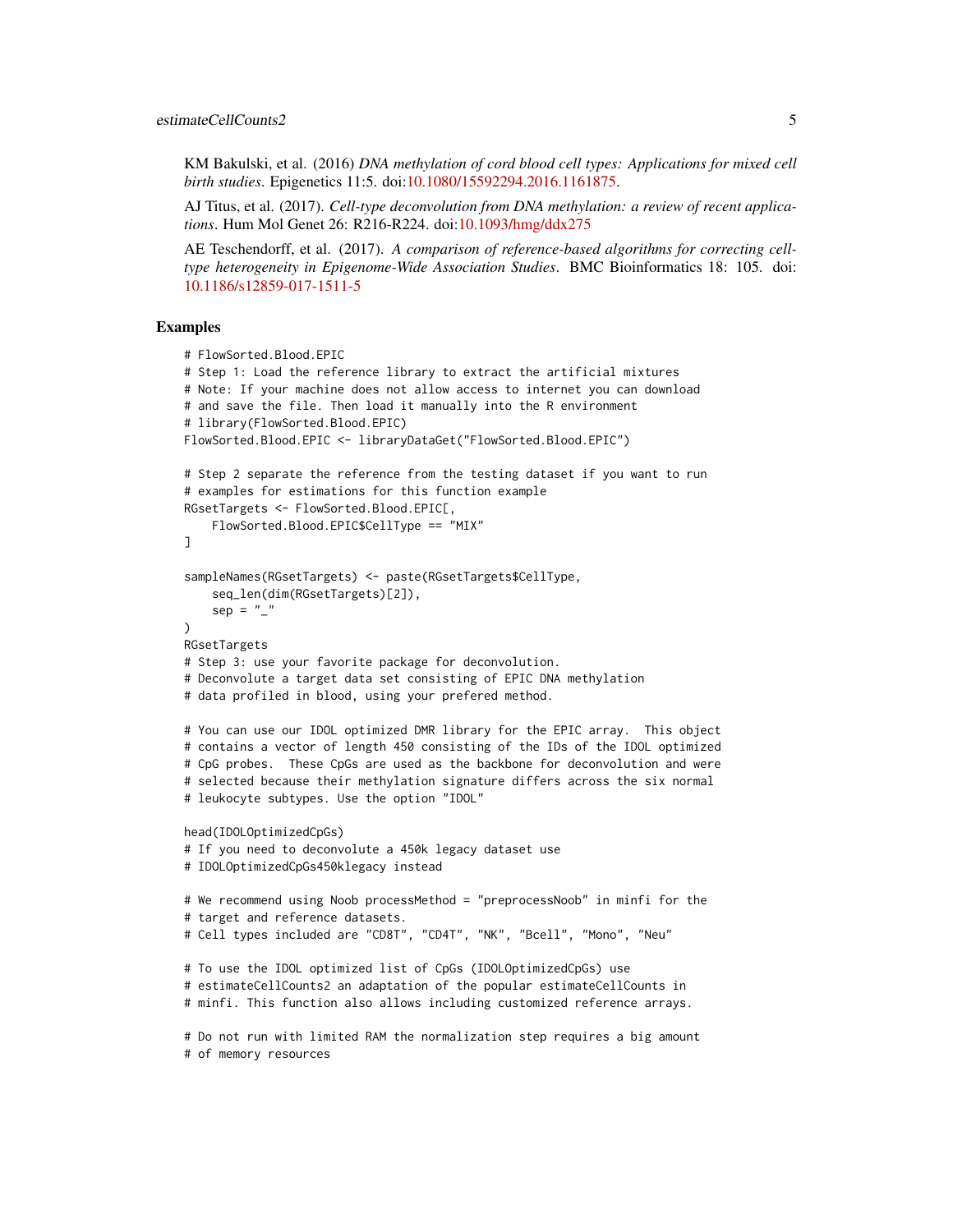KM Bakulski, et al. (2016) *DNA methylation of cord blood cell types: Applications for mixed cell birth studies*. Epigenetics 11:5. doi:10.1080/15592294.2016.1161875.

AJ Titus, et al. (2017). *Cell-type deconvolution from DNA methylation: a review of recent applications*. Hum Mol Genet 26: R216-R224. doi:10.1093/hmg/ddx275

AE Teschendorff, et al. (2017). *A comparison of reference-based algorithms for correcting cell-type heterogeneity in Epigenome-Wide Association Studies*. BMC Bioinformatics 18: 105. doi: 10.1186/s12859-017-1511-5

## Examples

```
# FlowSorted.Blood.EPIC
# Step 1: Load the reference library to extract the artificial mixtures
# Note: If your machine does not allow access to internet you can download
# and save the file. Then load it manually into the R environment
# library(FlowSorted.Blood.EPIC)
FlowSorted.Blood.EPIC <- libraryDataGet("FlowSorted.Blood.EPIC")

# Step 2 separate the reference from the testing dataset if you want to run
# examples for estimations for this function example
RGsetTargets <- FlowSorted.Blood.EPIC[,
    FlowSorted.Blood.EPIC$CellType == "MIX"
]

sampleNames(RGsetTargets) <- paste(RGsetTargets$CellType,
    seq_len(dim(RGsetTargets)[2]),
    sep = "_"
)
RGsetTargets
# Step 3: use your favorite package for deconvolution.
# Deconvolute a target data set consisting of EPIC DNA methylation
# data profiled in blood, using your prefered method.

# You can use our IDOL optimized DMR library for the EPIC array.  This object
# contains a vector of length 450 consisting of the IDs of the IDOL optimized
# CpG probes.  These CpGs are used as the backbone for deconvolution and were
# selected because their methylation signature differs across the six normal
# leukocyte subtypes. Use the option "IDOL"

head(IDOLOptimizedCpGs)
# If you need to deconvolute a 450k legacy dataset use
# IDOLOptimizedCpGs450klegacy instead

# We recommend using Noob processMethod = "preprocessNoob" in minfi for the
# target and reference datasets.
# Cell types included are "CD8T", "CD4T", "NK", "Bcell", "Mono", "Neu"

# To use the IDOL optimized list of CpGs (IDOLOptimizedCpGs) use
# estimateCellCounts2 an adaptation of the popular estimateCellCounts in
# minfi. This function also allows including customized reference arrays.

# Do not run with limited RAM the normalization step requires a big amount
# of memory resources
```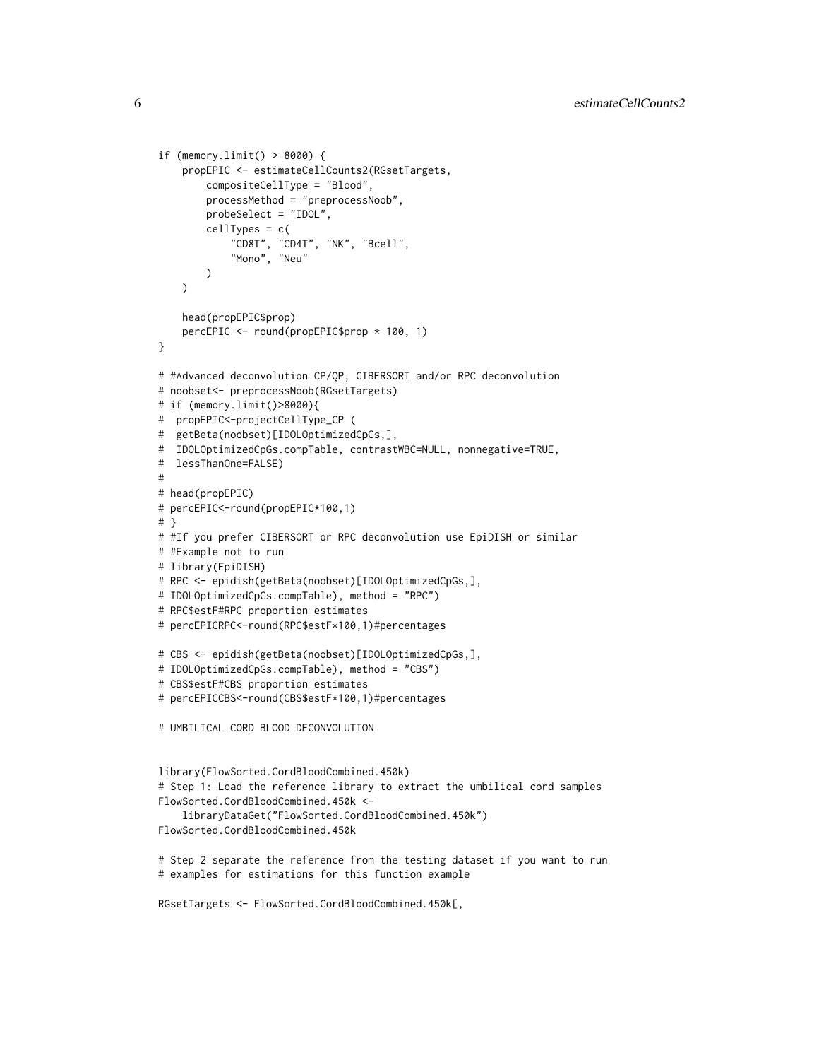```
if (memory.limit() > 8000) {
    propEPIC <- estimateCellCounts2(RGsetTargets,
        compositeCellType = "Blood",
        processMethod = "preprocessNoob",
        probeSelect = "IDOL",
        cellTypes = c(
            "CD8T", "CD4T", "NK", "Bcell",
            "Mono", "Neu"
        )
    )

    head(propEPIC$prop)
    percEPIC <- round(propEPIC$prop * 100, 1)
}

# #Advanced deconvolution CP/QP, CIBERSORT and/or RPC deconvolution
# noobset<- preprocessNoob(RGsetTargets)
# if (memory.limit()>8000){
#  propEPIC<-projectCellType_CP (
#  getBeta(noobset)[IDOLOptimizedCpGs,],
#  IDOLOptimizedCpGs.compTable, contrastWBC=NULL, nonnegative=TRUE,
#  lessThanOne=FALSE)
#
# head(propEPIC)
# percEPIC<-round(propEPIC*100,1)
# }
# #If you prefer CIBERSORT or RPC deconvolution use EpiDISH or similar
# #Example not to run
# library(EpiDISH)
# RPC <- epidish(getBeta(noobset)[IDOLOptimizedCpGs,],
# IDOLOptimizedCpGs.compTable), method = "RPC")
# RPC$estF#RPC proportion estimates
# percEPICRPC<-round(RPC$estF*100,1)#percentages

# CBS <- epidish(getBeta(noobset)[IDOLOptimizedCpGs,],
# IDOLOptimizedCpGs.compTable), method = "CBS")
# CBS$estF#CBS proportion estimates
# percEPICCBS<-round(CBS$estF*100,1)#percentages

# UMBILICAL CORD BLOOD DECONVOLUTION


library(FlowSorted.CordBloodCombined.450k)
# Step 1: Load the reference library to extract the umbilical cord samples
FlowSorted.CordBloodCombined.450k <-
    libraryDataGet("FlowSorted.CordBloodCombined.450k")
FlowSorted.CordBloodCombined.450k

# Step 2 separate the reference from the testing dataset if you want to run
# examples for estimations for this function example

RGsetTargets <- FlowSorted.CordBloodCombined.450k[,
```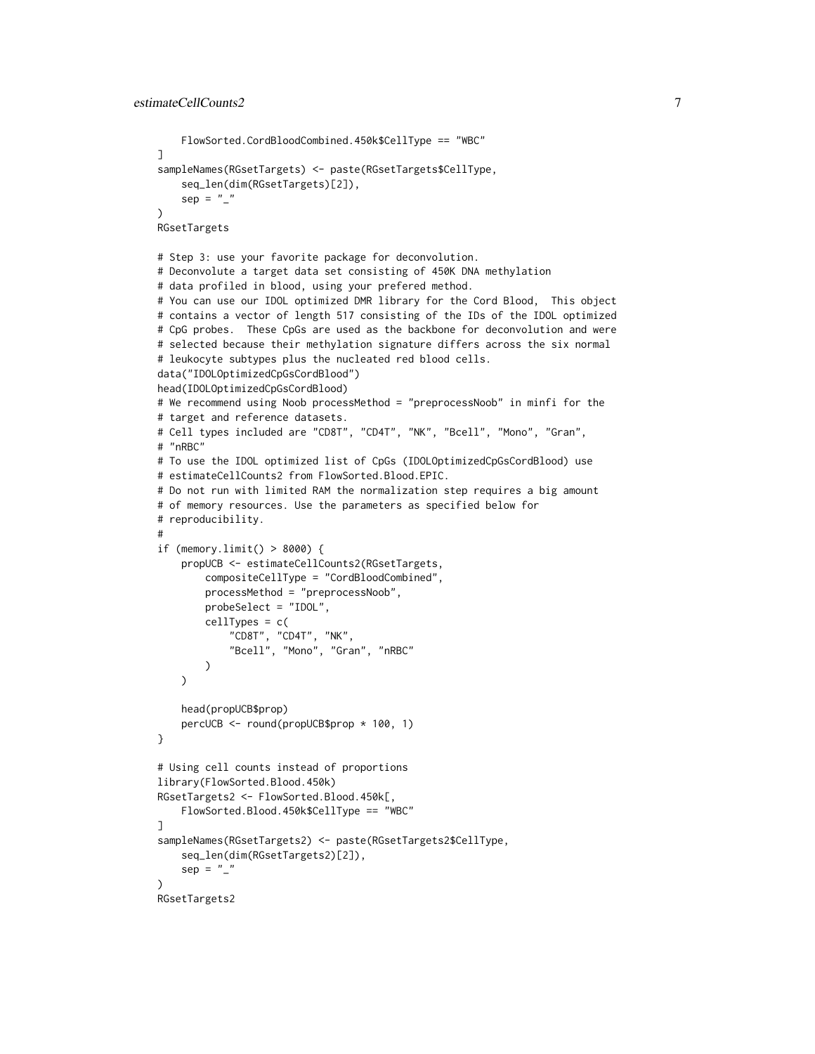```
    FlowSorted.CordBloodCombined.450k$CellType == "WBC"
]
sampleNames(RGsetTargets) <- paste(RGsetTargets$CellType,
    seq_len(dim(RGsetTargets)[2]),
    sep = "_"
)
RGsetTargets

# Step 3: use your favorite package for deconvolution.
# Deconvolute a target data set consisting of 450K DNA methylation
# data profiled in blood, using your prefered method.
# You can use our IDOL optimized DMR library for the Cord Blood,  This object
# contains a vector of length 517 consisting of the IDs of the IDOL optimized
# CpG probes.  These CpGs are used as the backbone for deconvolution and were
# selected because their methylation signature differs across the six normal
# leukocyte subtypes plus the nucleated red blood cells.
data("IDOLOptimizedCpGsCordBlood")
head(IDOLOptimizedCpGsCordBlood)
# We recommend using Noob processMethod = "preprocessNoob" in minfi for the
# target and reference datasets.
# Cell types included are "CD8T", "CD4T", "NK", "Bcell", "Mono", "Gran",
# "nRBC"
# To use the IDOL optimized list of CpGs (IDOLOptimizedCpGsCordBlood) use
# estimateCellCounts2 from FlowSorted.Blood.EPIC.
# Do not run with limited RAM the normalization step requires a big amount
# of memory resources. Use the parameters as specified below for
# reproducibility.
#
if (memory.limit() > 8000) {
    propUCB <- estimateCellCounts2(RGsetTargets,
        compositeCellType = "CordBloodCombined",
        processMethod = "preprocessNoob",
        probeSelect = "IDOL",
        cellTypes = c(
            "CD8T", "CD4T", "NK",
            "Bcell", "Mono", "Gran", "nRBC"
        )
    )

    head(propUCB$prop)
    percUCB <- round(propUCB$prop * 100, 1)
}

# Using cell counts instead of proportions
library(FlowSorted.Blood.450k)
RGsetTargets2 <- FlowSorted.Blood.450k[,
    FlowSorted.Blood.450k$CellType == "WBC"
]
sampleNames(RGsetTargets2) <- paste(RGsetTargets2$CellType,
    seq_len(dim(RGsetTargets2)[2]),
    sep = "_"
)
RGsetTargets2
```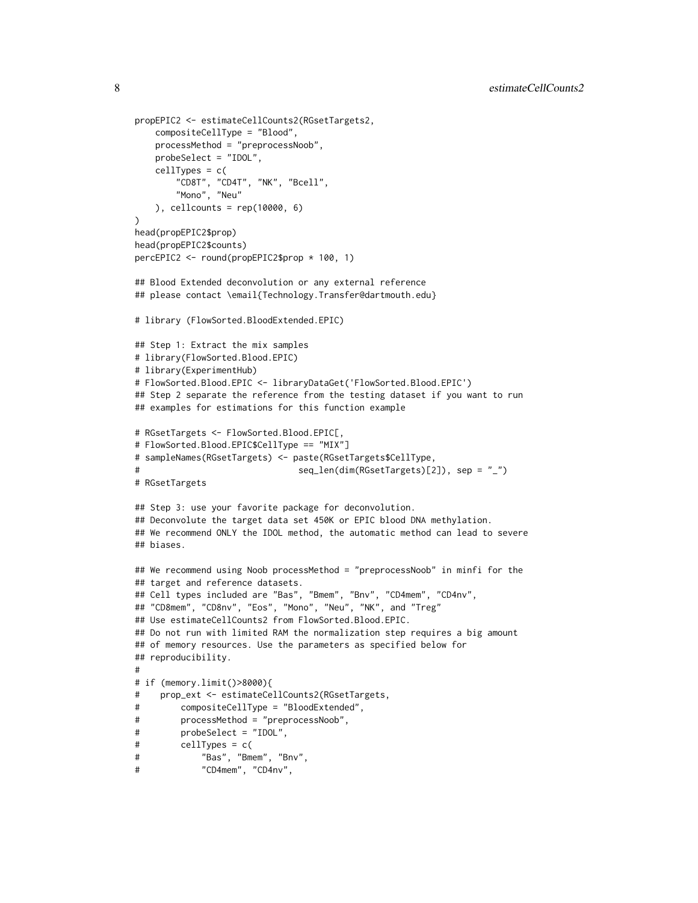```
propEPIC2 <- estimateCellCounts2(RGsetTargets2,
    compositeCellType = "Blood",
    processMethod = "preprocessNoob",
    probeSelect = "IDOL",
    cellTypes = c(
        "CD8T", "CD4T", "NK", "Bcell",
        "Mono", "Neu"
    ), cellcounts = rep(10000, 6)
)
head(propEPIC2$prop)
head(propEPIC2$counts)
percEPIC2 <- round(propEPIC2$prop * 100, 1)

## Blood Extended deconvolution or any external reference
## please contact \email{Technology.Transfer@dartmouth.edu}

# library (FlowSorted.BloodExtended.EPIC)

## Step 1: Extract the mix samples
# library(FlowSorted.Blood.EPIC)
# library(ExperimentHub)
# FlowSorted.Blood.EPIC <- libraryDataGet('FlowSorted.Blood.EPIC')
## Step 2 separate the reference from the testing dataset if you want to run
## examples for estimations for this function example

# RGsetTargets <- FlowSorted.Blood.EPIC[,
# FlowSorted.Blood.EPIC$CellType == "MIX"]
# sampleNames(RGsetTargets) <- paste(RGsetTargets$CellType,
#                                 seq_len(dim(RGsetTargets)[2]), sep = "_")
# RGsetTargets

## Step 3: use your favorite package for deconvolution.
## Deconvolute the target data set 450K or EPIC blood DNA methylation.
## We recommend ONLY the IDOL method, the automatic method can lead to severe
## biases.

## We recommend using Noob processMethod = "preprocessNoob" in minfi for the
## target and reference datasets.
## Cell types included are "Bas", "Bmem", "Bnv", "CD4mem", "CD4nv",
## "CD8mem", "CD8nv", "Eos", "Mono", "Neu", "NK", and "Treg"
## Use estimateCellCounts2 from FlowSorted.Blood.EPIC.
## Do not run with limited RAM the normalization step requires a big amount
## of memory resources. Use the parameters as specified below for
## reproducibility.
#
# if (memory.limit()>8000){
#    prop_ext <- estimateCellCounts2(RGsetTargets,
#        compositeCellType = "BloodExtended",
#        processMethod = "preprocessNoob",
#        probeSelect = "IDOL",
#        cellTypes = c(
#            "Bas", "Bmem", "Bnv",
#            "CD4mem", "CD4nv",
```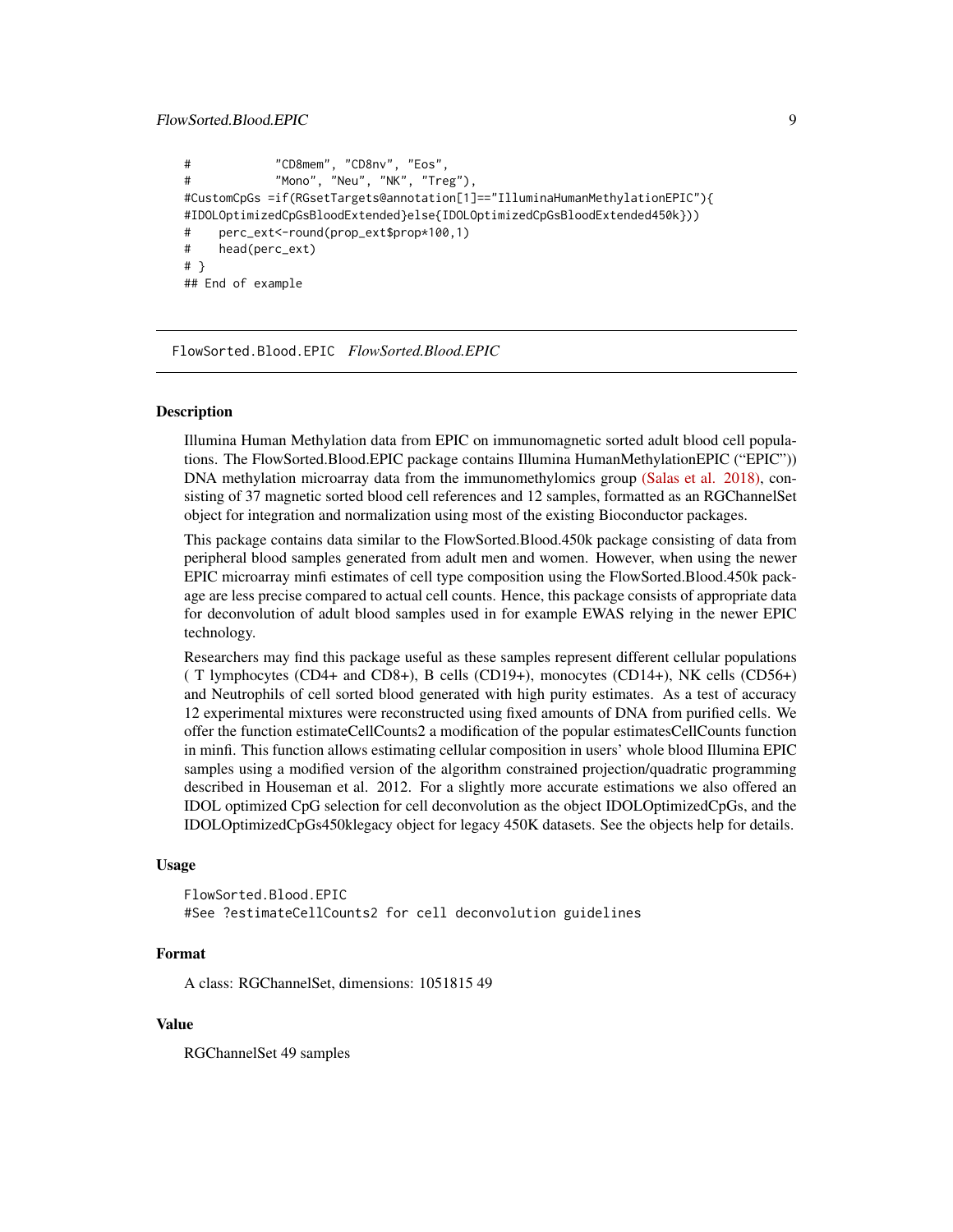```
#            "CD8mem", "CD8nv", "Eos",
#            "Mono", "Neu", "NK", "Treg"),
#CustomCpGs =if(RGsetTargets@annotation[1]=="IlluminaHumanMethylationEPIC"){
#IDOLOptimizedCpGsBloodExtended}else{IDOLOptimizedCpGsBloodExtended450k}))
#    perc_ext<-round(prop_ext$prop*100,1)
#    head(perc_ext)
# }
## End of example
```

---

FlowSorted.Blood.EPIC *FlowSorted.Blood.EPIC*

---

## Description

Illumina Human Methylation data from EPIC on immunomagnetic sorted adult blood cell populations. The FlowSorted.Blood.EPIC package contains Illumina HumanMethylationEPIC ("EPIC")) DNA methylation microarray data from the immunomethylomics group (Salas et al. 2018), consisting of 37 magnetic sorted blood cell references and 12 samples, formatted as an RGChannelSet object for integration and normalization using most of the existing Bioconductor packages.

This package contains data similar to the FlowSorted.Blood.450k package consisting of data from peripheral blood samples generated from adult men and women. However, when using the newer EPIC microarray minfi estimates of cell type composition using the FlowSorted.Blood.450k package are less precise compared to actual cell counts. Hence, this package consists of appropriate data for deconvolution of adult blood samples used in for example EWAS relying in the newer EPIC technology.

Researchers may find this package useful as these samples represent different cellular populations ( T lymphocytes (CD4+ and CD8+), B cells (CD19+), monocytes (CD14+), NK cells (CD56+) and Neutrophils of cell sorted blood generated with high purity estimates. As a test of accuracy 12 experimental mixtures were reconstructed using fixed amounts of DNA from purified cells. We offer the function estimateCellCounts2 a modification of the popular estimatesCellCounts function in minfi. This function allows estimating cellular composition in users' whole blood Illumina EPIC samples using a modified version of the algorithm constrained projection/quadratic programming described in Houseman et al. 2012. For a slightly more accurate estimations we also offered an IDOL optimized CpG selection for cell deconvolution as the object IDOLOptimizedCpGs, and the IDOLOptimizedCpGs450klegacy object for legacy 450K datasets. See the objects help for details.

## Usage

```
FlowSorted.Blood.EPIC
#See ?estimateCellCounts2 for cell deconvolution guidelines
```

## Format

A class: RGChannelSet, dimensions: 1051815 49

## Value

RGChannelSet 49 samples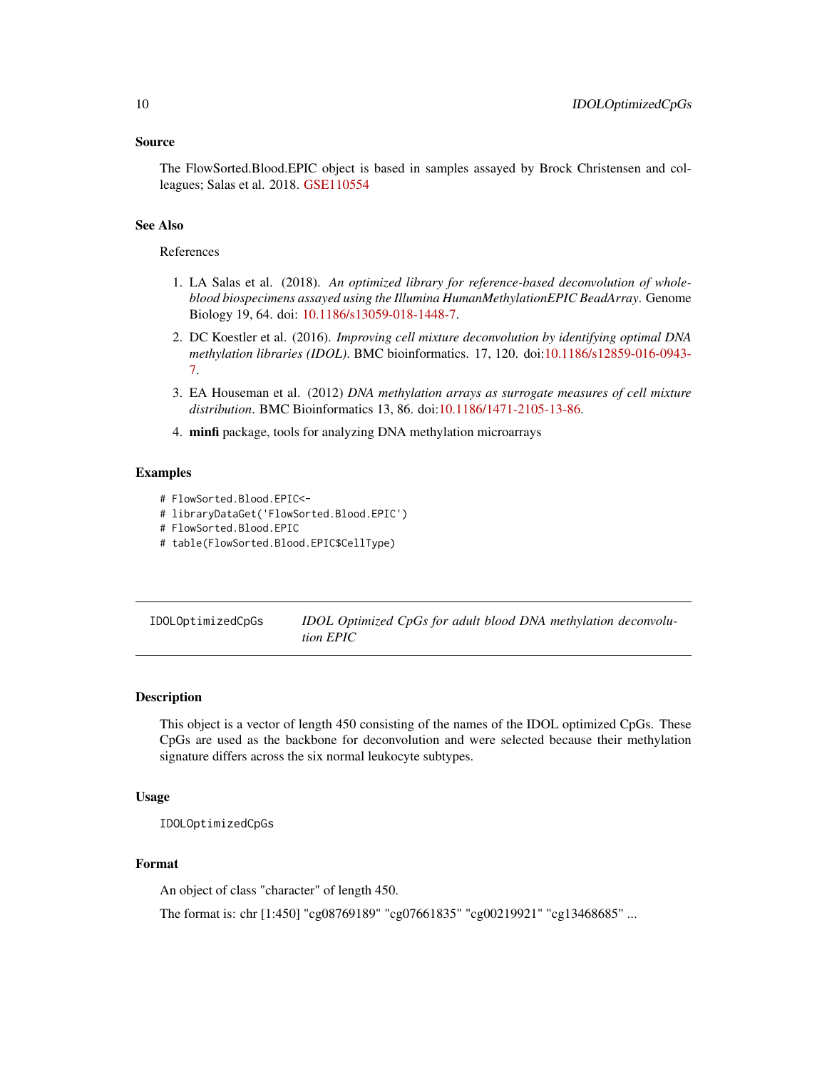### Source

The FlowSorted.Blood.EPIC object is based in samples assayed by Brock Christensen and colleagues; Salas et al. 2018. GSE110554

### See Also

References

1. LA Salas et al. (2018). *An optimized library for reference-based deconvolution of whole-blood biospecimens assayed using the Illumina HumanMethylationEPIC BeadArray*. Genome Biology 19, 64. doi: 10.1186/s13059-018-1448-7.
2. DC Koestler et al. (2016). *Improving cell mixture deconvolution by identifying optimal DNA methylation libraries (IDOL)*. BMC bioinformatics. 17, 120. doi:10.1186/s12859-016-0943-7.
3. EA Houseman et al. (2012) *DNA methylation arrays as surrogate measures of cell mixture distribution*. BMC Bioinformatics 13, 86. doi:10.1186/1471-2105-13-86.
4. **minfi** package, tools for analyzing DNA methylation microarrays

### Examples

```
# FlowSorted.Blood.EPIC<-
# libraryDataGet('FlowSorted.Blood.EPIC')
# FlowSorted.Blood.EPIC
# table(FlowSorted.Blood.EPIC$CellType)
```

---

## IDOLOptimizedCpGs — *IDOL Optimized CpGs for adult blood DNA methylation deconvolution EPIC*

---

### Description

This object is a vector of length 450 consisting of the names of the IDOL optimized CpGs. These CpGs are used as the backbone for deconvolution and were selected because their methylation signature differs across the six normal leukocyte subtypes.

### Usage

```
IDOLOptimizedCpGs
```

### Format

An object of class "character" of length 450.

The format is: chr [1:450] "cg08769189" "cg07661835" "cg00219921" "cg13468685" ...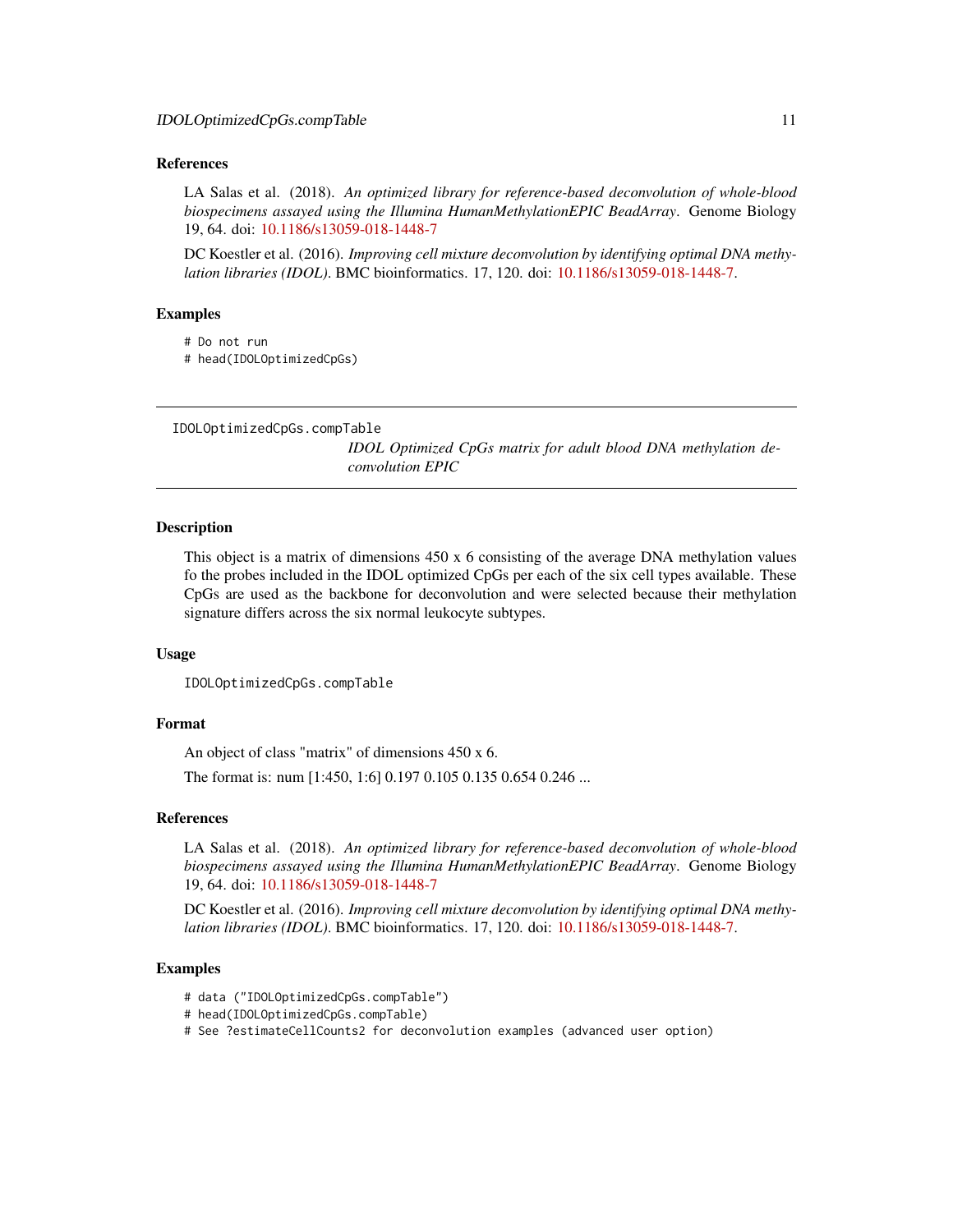### References

LA Salas et al. (2018). *An optimized library for reference-based deconvolution of whole-blood biospecimens assayed using the Illumina HumanMethylationEPIC BeadArray*. Genome Biology 19, 64. doi: 10.1186/s13059-018-1448-7

DC Koestler et al. (2016). *Improving cell mixture deconvolution by identifying optimal DNA methylation libraries (IDOL)*. BMC bioinformatics. 17, 120. doi: 10.1186/s13059-018-1448-7.

### Examples

```
# Do not run
# head(IDOLOptimizedCpGs)
```

---

## IDOLOptimizedCpGs.compTable

*IDOL Optimized CpGs matrix for adult blood DNA methylation deconvolution EPIC*

---

### Description

This object is a matrix of dimensions 450 x 6 consisting of the average DNA methylation values fo the probes included in the IDOL optimized CpGs per each of the six cell types available. These CpGs are used as the backbone for deconvolution and were selected because their methylation signature differs across the six normal leukocyte subtypes.

### Usage

```
IDOLOptimizedCpGs.compTable
```

### Format

An object of class "matrix" of dimensions 450 x 6.

The format is: num [1:450, 1:6] 0.197 0.105 0.135 0.654 0.246 ...

### References

LA Salas et al. (2018). *An optimized library for reference-based deconvolution of whole-blood biospecimens assayed using the Illumina HumanMethylationEPIC BeadArray*. Genome Biology 19, 64. doi: 10.1186/s13059-018-1448-7

DC Koestler et al. (2016). *Improving cell mixture deconvolution by identifying optimal DNA methylation libraries (IDOL)*. BMC bioinformatics. 17, 120. doi: 10.1186/s13059-018-1448-7.

### Examples

```
# data ("IDOLOptimizedCpGs.compTable")
# head(IDOLOptimizedCpGs.compTable)
# See ?estimateCellCounts2 for deconvolution examples (advanced user option)
```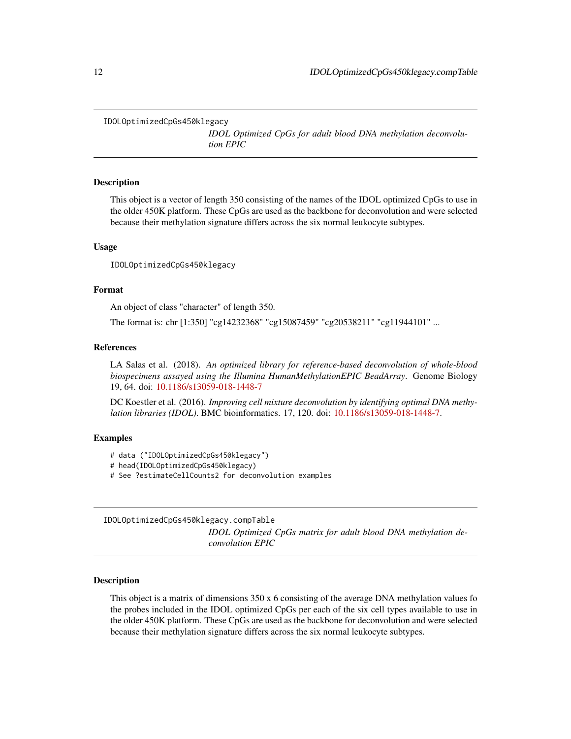IDOLOptimizedCpGs450klegacy

*IDOL Optimized CpGs for adult blood DNA methylation deconvolution EPIC*

## Description

This object is a vector of length 350 consisting of the names of the IDOL optimized CpGs to use in the older 450K platform. These CpGs are used as the backbone for deconvolution and were selected because their methylation signature differs across the six normal leukocyte subtypes.

## Usage

```
IDOLOptimizedCpGs450klegacy
```

## Format

An object of class "character" of length 350.

The format is: chr [1:350] "cg14232368" "cg15087459" "cg20538211" "cg11944101" ...

## References

LA Salas et al. (2018). *An optimized library for reference-based deconvolution of whole-blood biospecimens assayed using the Illumina HumanMethylationEPIC BeadArray*. Genome Biology 19, 64. doi: 10.1186/s13059-018-1448-7

DC Koestler et al. (2016). *Improving cell mixture deconvolution by identifying optimal DNA methylation libraries (IDOL)*. BMC bioinformatics. 17, 120. doi: 10.1186/s13059-018-1448-7.

## Examples

```
# data ("IDOLOptimizedCpGs450klegacy")
# head(IDOLOptimizedCpGs450klegacy)
# See ?estimateCellCounts2 for deconvolution examples
```

---

IDOLOptimizedCpGs450klegacy.compTable

*IDOL Optimized CpGs matrix for adult blood DNA methylation deconvolution EPIC*

## Description

This object is a matrix of dimensions 350 x 6 consisting of the average DNA methylation values fo the probes included in the IDOL optimized CpGs per each of the six cell types available to use in the older 450K platform. These CpGs are used as the backbone for deconvolution and were selected because their methylation signature differs across the six normal leukocyte subtypes.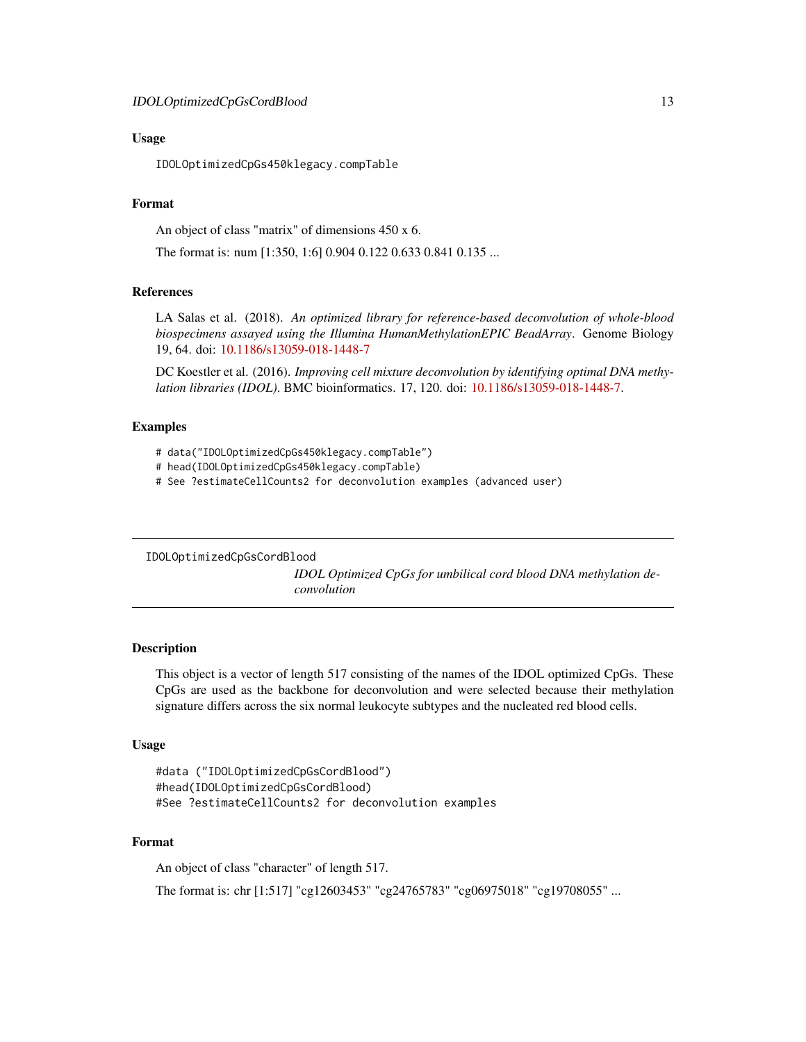### Usage

```
IDOLOptimizedCpGs450klegacy.compTable
```

### Format

An object of class "matrix" of dimensions 450 x 6.

The format is: num [1:350, 1:6] 0.904 0.122 0.633 0.841 0.135 ...

### References

LA Salas et al. (2018). *An optimized library for reference-based deconvolution of whole-blood biospecimens assayed using the Illumina HumanMethylationEPIC BeadArray*. Genome Biology 19, 64. doi: 10.1186/s13059-018-1448-7

DC Koestler et al. (2016). *Improving cell mixture deconvolution by identifying optimal DNA methylation libraries (IDOL)*. BMC bioinformatics. 17, 120. doi: 10.1186/s13059-018-1448-7.

### Examples

```
# data("IDOLOptimizedCpGs450klegacy.compTable")
# head(IDOLOptimizedCpGs450klegacy.compTable)
# See ?estimateCellCounts2 for deconvolution examples (advanced user)
```

---

## IDOLOptimizedCpGsCordBlood

*IDOL Optimized CpGs for umbilical cord blood DNA methylation deconvolution*

### Description

This object is a vector of length 517 consisting of the names of the IDOL optimized CpGs. These CpGs are used as the backbone for deconvolution and were selected because their methylation signature differs across the six normal leukocyte subtypes and the nucleated red blood cells.

### Usage

```
#data ("IDOLOptimizedCpGsCordBlood")
#head(IDOLOptimizedCpGsCordBlood)
#See ?estimateCellCounts2 for deconvolution examples
```

### Format

An object of class "character" of length 517.

The format is: chr [1:517] "cg12603453" "cg24765783" "cg06975018" "cg19708055" ...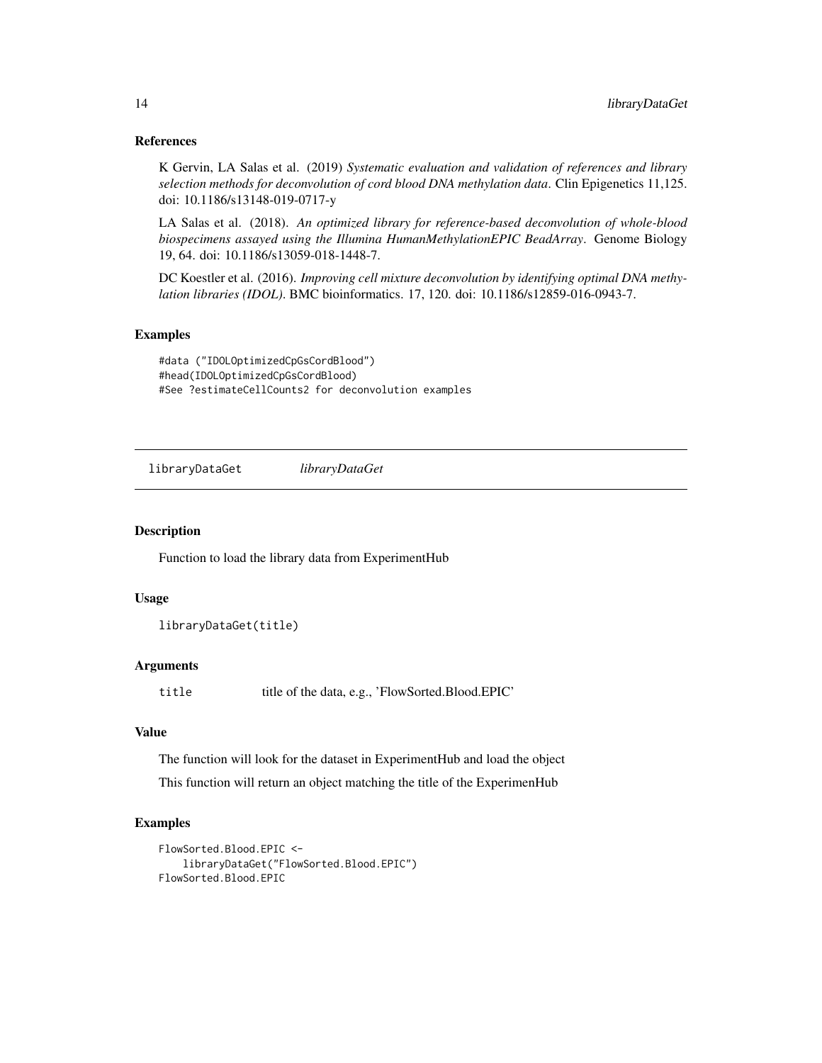### References

K Gervin, LA Salas et al. (2019) *Systematic evaluation and validation of references and library selection methods for deconvolution of cord blood DNA methylation data*. Clin Epigenetics 11,125. doi: 10.1186/s13148-019-0717-y

LA Salas et al. (2018). *An optimized library for reference-based deconvolution of whole-blood biospecimens assayed using the Illumina HumanMethylationEPIC BeadArray*. Genome Biology 19, 64. doi: 10.1186/s13059-018-1448-7.

DC Koestler et al. (2016). *Improving cell mixture deconvolution by identifying optimal DNA methylation libraries (IDOL)*. BMC bioinformatics. 17, 120. doi: 10.1186/s12859-016-0943-7.

### Examples

```
#data ("IDOLOptimizedCpGsCordBlood")
#head(IDOLOptimizedCpGsCordBlood)
#See ?estimateCellCounts2 for deconvolution examples
```

---

## libraryDataGet — *libraryDataGet*

### Description

Function to load the library data from ExperimentHub

### Usage

```
libraryDataGet(title)
```

### Arguments

| | |
|---|---|
| title | title of the data, e.g., 'FlowSorted.Blood.EPIC' |

### Value

The function will look for the dataset in ExperimentHub and load the object

This function will return an object matching the title of the ExperimenHub

### Examples

```
FlowSorted.Blood.EPIC <-
    libraryDataGet("FlowSorted.Blood.EPIC")
FlowSorted.Blood.EPIC
```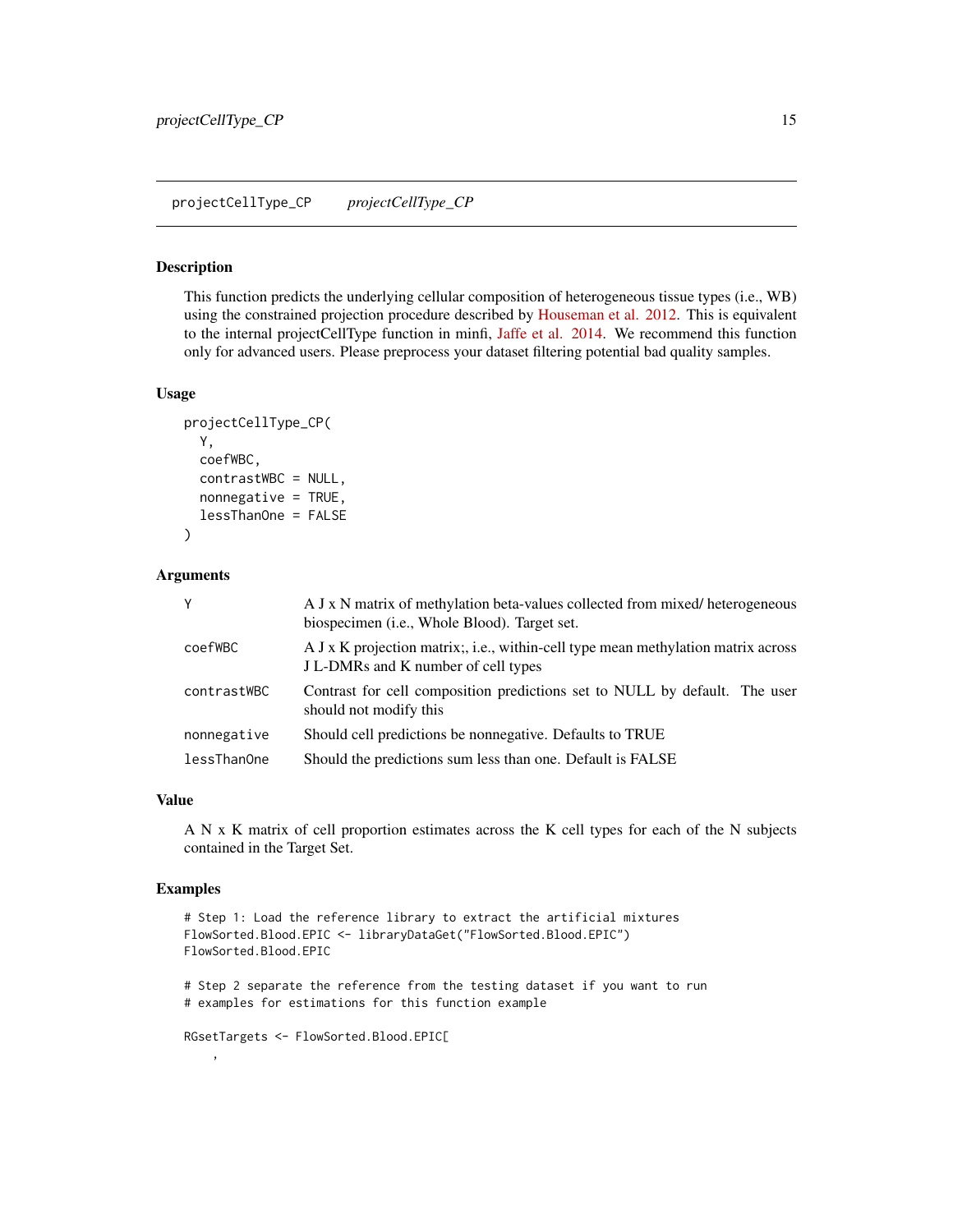## projectCellType_CP — *projectCellType_CP*

### Description

This function predicts the underlying cellular composition of heterogeneous tissue types (i.e., WB) using the constrained projection procedure described by Houseman et al. 2012. This is equivalent to the internal projectCellType function in minfi, Jaffe et al. 2014. We recommend this function only for advanced users. Please preprocess your dataset filtering potential bad quality samples.

### Usage

```
projectCellType_CP(
  Y,
  coefWBC,
  contrastWBC = NULL,
  nonnegative = TRUE,
  lessThanOne = FALSE
)
```

### Arguments

| | |
|---|---|
| `Y` | A J x N matrix of methylation beta-values collected from mixed/ heterogeneous biospecimen (i.e., Whole Blood). Target set. |
| `coefWBC` | A J x K projection matrix;, i.e., within-cell type mean methylation matrix across J L-DMRs and K number of cell types |
| `contrastWBC` | Contrast for cell composition predictions set to NULL by default. The user should not modify this |
| `nonnegative` | Should cell predictions be nonnegative. Defaults to TRUE |
| `lessThanOne` | Should the predictions sum less than one. Default is FALSE |

### Value

A N x K matrix of cell proportion estimates across the K cell types for each of the N subjects contained in the Target Set.

### Examples

```
# Step 1: Load the reference library to extract the artificial mixtures
FlowSorted.Blood.EPIC <- libraryDataGet("FlowSorted.Blood.EPIC")
FlowSorted.Blood.EPIC

# Step 2 separate the reference from the testing dataset if you want to run
# examples for estimations for this function example

RGsetTargets <- FlowSorted.Blood.EPIC[
    ,
```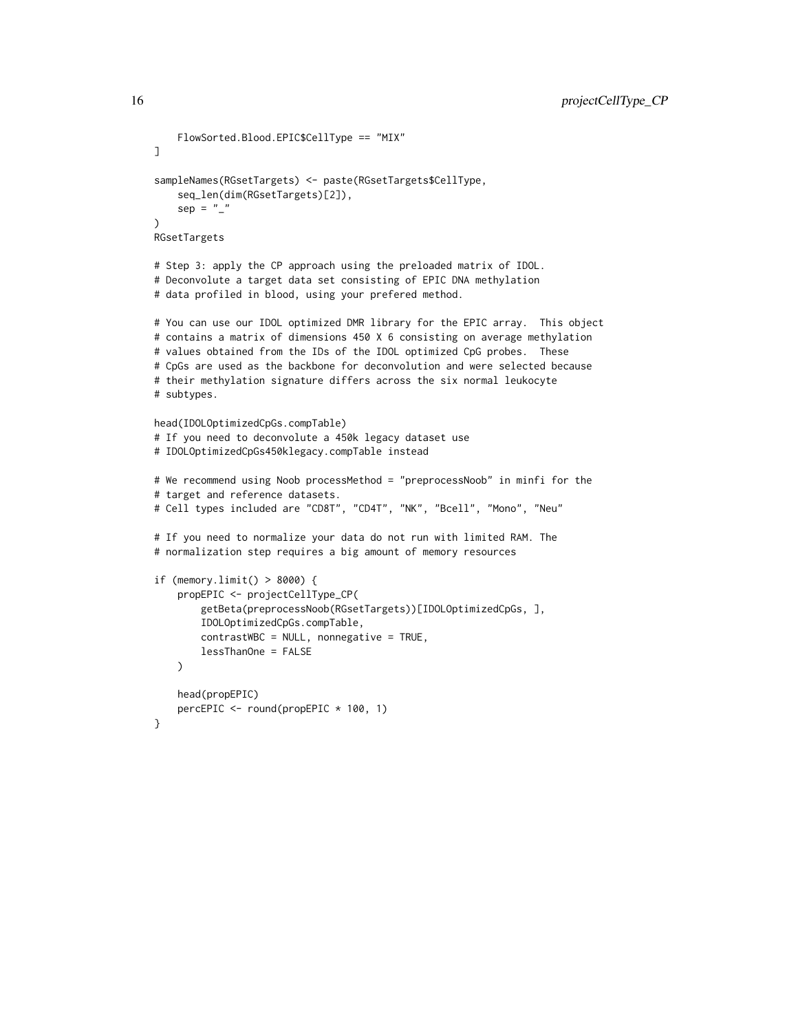```
    FlowSorted.Blood.EPIC$CellType == "MIX"
]

sampleNames(RGsetTargets) <- paste(RGsetTargets$CellType,
    seq_len(dim(RGsetTargets)[2]),
    sep = "_"
)
RGsetTargets

# Step 3: apply the CP approach using the preloaded matrix of IDOL.
# Deconvolute a target data set consisting of EPIC DNA methylation
# data profiled in blood, using your prefered method.

# You can use our IDOL optimized DMR library for the EPIC array.  This object
# contains a matrix of dimensions 450 X 6 consisting on average methylation
# values obtained from the IDs of the IDOL optimized CpG probes.  These
# CpGs are used as the backbone for deconvolution and were selected because
# their methylation signature differs across the six normal leukocyte
# subtypes.

head(IDOLOptimizedCpGs.compTable)
# If you need to deconvolute a 450k legacy dataset use
# IDOLOptimizedCpGs450klegacy.compTable instead

# We recommend using Noob processMethod = "preprocessNoob" in minfi for the
# target and reference datasets.
# Cell types included are "CD8T", "CD4T", "NK", "Bcell", "Mono", "Neu"

# If you need to normalize your data do not run with limited RAM. The
# normalization step requires a big amount of memory resources

if (memory.limit() > 8000) {
    propEPIC <- projectCellType_CP(
        getBeta(preprocessNoob(RGsetTargets))[IDOLOptimizedCpGs, ],
        IDOLOptimizedCpGs.compTable,
        contrastWBC = NULL, nonnegative = TRUE,
        lessThanOne = FALSE
    )

    head(propEPIC)
    percEPIC <- round(propEPIC * 100, 1)
}
```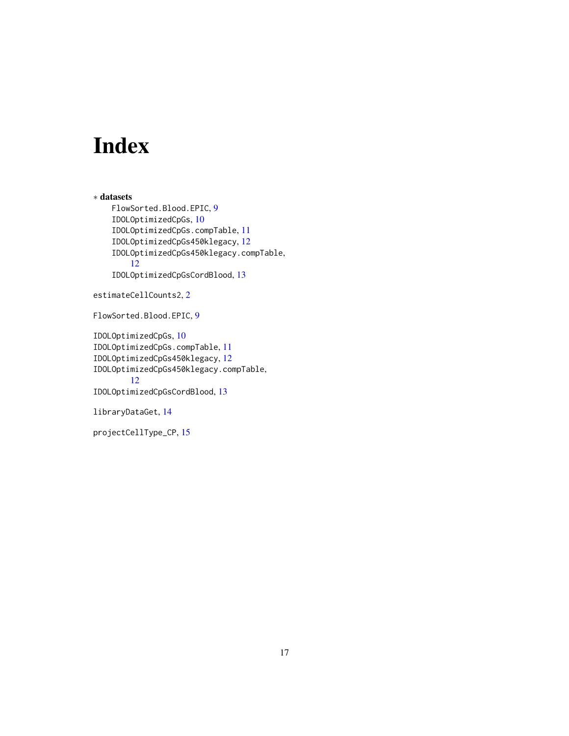# Index

∗ **datasets**

FlowSorted.Blood.EPIC, 9
IDOLOptimizedCpGs, 10
IDOLOptimizedCpGs.compTable, 11
IDOLOptimizedCpGs450klegacy, 12
IDOLOptimizedCpGs450klegacy.compTable, 12
IDOLOptimizedCpGsCordBlood, 13

estimateCellCounts2, 2

FlowSorted.Blood.EPIC, 9

IDOLOptimizedCpGs, 10
IDOLOptimizedCpGs.compTable, 11
IDOLOptimizedCpGs450klegacy, 12
IDOLOptimizedCpGs450klegacy.compTable, 12
IDOLOptimizedCpGsCordBlood, 13

libraryDataGet, 14

projectCellType_CP, 15